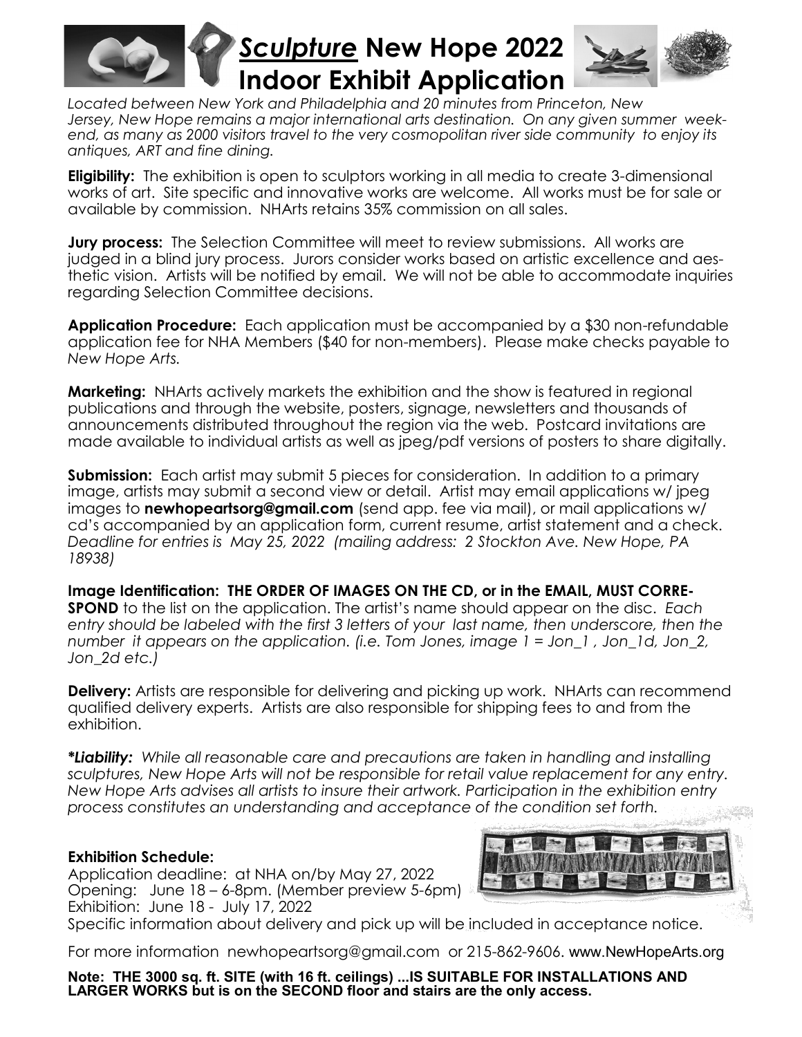# *Sculpture* New Hope 2022 Indoor Exhibit Application

*Located between New York and Philadelphia and 20 minutes from Princeton, New Jersey, New Hope remains a major international arts destination. On any given summer weekend, as many as 2000 visitors travel to the very cosmopolitan river side community to enjoy its antiques, ART and fine dining.*

**Eligibility:** The exhibition is open to sculptors working in all media to create 3-dimensional works of art. Site specific and innovative works are welcome. All works must be for sale or available by commission. NHArts retains 35% commission on all sales.

**Jury process:** The Selection Committee will meet to review submissions. All works are judged in a blind jury process. Jurors consider works based on artistic excellence and aesthetic vision. Artists will be notified by email. We will not be able to accommodate inquiries regarding Selection Committee decisions.

**Application Procedure:** Each application must be accompanied by a $30 non-refundable application fee for NHA Members ($40 for non-members). Please make checks payable to *New Hope Arts.*

**Marketing:** NHArts actively markets the exhibition and the show is featured in regional publications and through the website, posters, signage, newsletters and thousands of announcements distributed throughout the region via the web. Postcard invitations are made available to individual artists as well as jpeg/pdf versions of posters to share digitally.

**Submission:** Each artist may submit 5 pieces for consideration. In addition to a primary image, artists may submit a second view or detail. Artist may email applications w/ jpeg images to **newhopeartsorg@gmail.com** (send app. fee via mail), or mail applications w/ cd's accompanied by an application form, current resume, artist statement and a check. *Deadline for entries is May 25, 2022 (mailing address: 2 Stockton Ave. New Hope, PA 18938)*

**Image Identification: THE ORDER OF IMAGES ON THE CD, or in the EMAIL, MUST CORRESPOND** to the list on the application. The artist's name should appear on the disc. *Each entry should be labeled with the first 3 letters of your last name, then underscore, then the number it appears on the application. (i.e. Tom Jones, image 1 = Jon_1 , Jon_1d, Jon_2, Jon_2d etc.)*

**Delivery:** Artists are responsible for delivering and picking up work. NHArts can recommend qualified delivery experts. Artists are also responsible for shipping fees to and from the exhibition.

***Liability:** While all reasonable care and precautions are taken in handling and installing sculptures, New Hope Arts will not be responsible for retail value replacement for any entry. New Hope Arts advises all artists to insure their artwork. Participation in the exhibition entry process constitutes an understanding and acceptance of the condition set forth.*

**Exhibition Schedule:**

Application deadline: at NHA on/by May 27, 2022
Opening: June 18 – 6-8pm. (Member preview 5-6pm)
Exhibition: June 18 - July 17, 2022
Specific information about delivery and pick up will be included in acceptance notice.

For more information newhopeartsorg@gmail.com or 215-862-9606. www.NewHopeArts.org

**Note: THE 3000 sq. ft. SITE (with 16 ft. ceilings) ...IS SUITABLE FOR INSTALLATIONS AND LARGER WORKS but is on the SECOND floor and stairs are the only access.**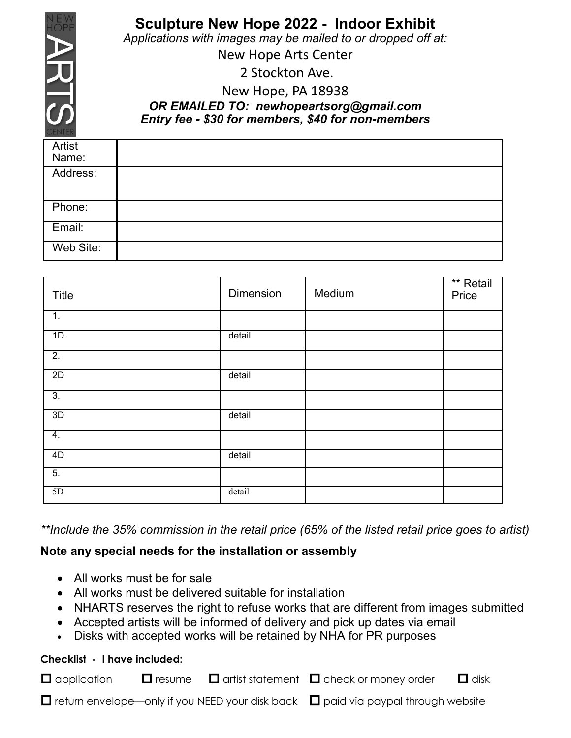# Sculpture New Hope 2022 - Indoor Exhibit

*Applications with images may be mailed to or dropped off at:*

New Hope Arts Center

2 Stockton Ave.

New Hope, PA 18938

***OR EMAILED TO: newhopeartsorg@gmail.com***

***Entry fee - $30 for members, $40 for non-members***

| | |
|---|---|
| Artist Name: | |
| Address: | |
| Phone: | |
| Email: | |
| Web Site: | |

| Title | Dimension | Medium | ** Retail Price |
|---|---|---|---|
| 1. | | | |
| 1D. | detail | | |
| 2. | | | |
| 2D | detail | | |
| 3. | | | |
| 3D | detail | | |
| 4. | | | |
| 4D | detail | | |
| 5. | | | |
| 5D | detail | | |

*\*\*Include the 35% commission in the retail price (65% of the listed retail price goes to artist)*

**Note any special needs for the installation or assembly**

- All works must be for sale
- All works must be delivered suitable for installation
- NHARTS reserves the right to refuse works that are different from images submitted
- Accepted artists will be informed of delivery and pick up dates via email
- Disks with accepted works will be retained by NHA for PR purposes

**Checklist - I have included:**

- [ ] application
- [ ] resume
- [ ] artist statement
- [ ] check or money order
- [ ] disk
- [ ] return envelope—only if you NEED your disk back
- [ ] paid via paypal through website